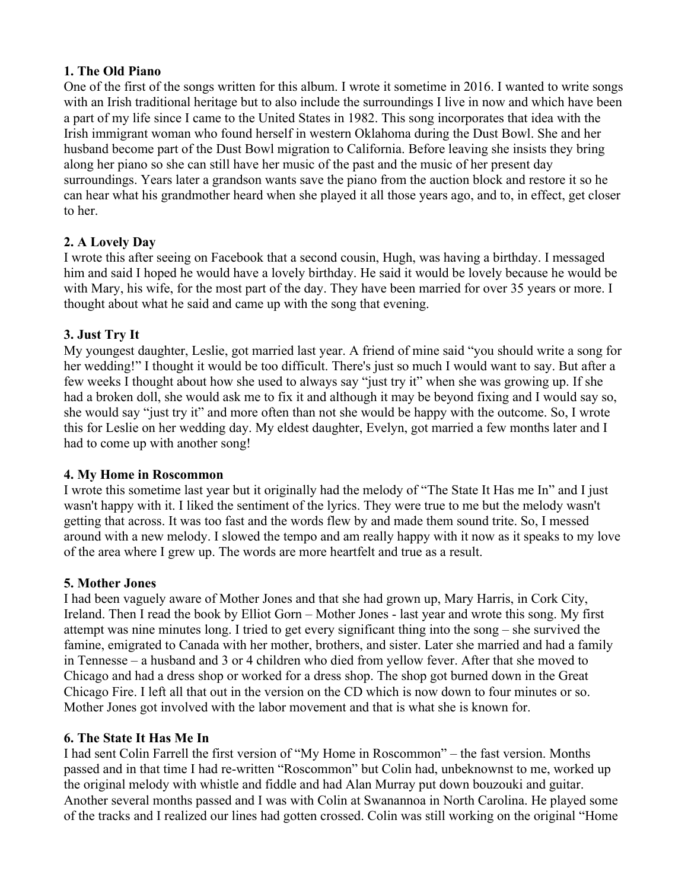**1. The Old Piano**

One of the first of the songs written for this album. I wrote it sometime in 2016. I wanted to write songs with an Irish traditional heritage but to also include the surroundings I live in now and which have been a part of my life since I came to the United States in 1982. This song incorporates that idea with the Irish immigrant woman who found herself in western Oklahoma during the Dust Bowl. She and her husband become part of the Dust Bowl migration to California. Before leaving she insists they bring along her piano so she can still have her music of the past and the music of her present day surroundings. Years later a grandson wants save the piano from the auction block and restore it so he can hear what his grandmother heard when she played it all those years ago, and to, in effect, get closer to her.

**2. A Lovely Day**

I wrote this after seeing on Facebook that a second cousin, Hugh, was having a birthday. I messaged him and said I hoped he would have a lovely birthday. He said it would be lovely because he would be with Mary, his wife, for the most part of the day. They have been married for over 35 years or more. I thought about what he said and came up with the song that evening.

**3. Just Try It**

My youngest daughter, Leslie, got married last year. A friend of mine said "you should write a song for her wedding!" I thought it would be too difficult. There's just so much I would want to say. But after a few weeks I thought about how she used to always say "just try it" when she was growing up. If she had a broken doll, she would ask me to fix it and although it may be beyond fixing and I would say so, she would say "just try it" and more often than not she would be happy with the outcome. So, I wrote this for Leslie on her wedding day. My eldest daughter, Evelyn, got married a few months later and I had to come up with another song!

**4. My Home in Roscommon**

I wrote this sometime last year but it originally had the melody of "The State It Has me In" and I just wasn't happy with it. I liked the sentiment of the lyrics. They were true to me but the melody wasn't getting that across. It was too fast and the words flew by and made them sound trite. So, I messed around with a new melody. I slowed the tempo and am really happy with it now as it speaks to my love of the area where I grew up. The words are more heartfelt and true as a result.

**5. Mother Jones**

I had been vaguely aware of Mother Jones and that she had grown up, Mary Harris, in Cork City, Ireland. Then I read the book by Elliot Gorn – Mother Jones - last year and wrote this song. My first attempt was nine minutes long. I tried to get every significant thing into the song – she survived the famine, emigrated to Canada with her mother, brothers, and sister. Later she married and had a family in Tennesse – a husband and 3 or 4 children who died from yellow fever. After that she moved to Chicago and had a dress shop or worked for a dress shop. The shop got burned down in the Great Chicago Fire. I left all that out in the version on the CD which is now down to four minutes or so. Mother Jones got involved with the labor movement and that is what she is known for.

**6. The State It Has Me In**

I had sent Colin Farrell the first version of "My Home in Roscommon" – the fast version. Months passed and in that time I had re-written "Roscommon" but Colin had, unbeknownst to me, worked up the original melody with whistle and fiddle and had Alan Murray put down bouzouki and guitar. Another several months passed and I was with Colin at Swanannoa in North Carolina. He played some of the tracks and I realized our lines had gotten crossed. Colin was still working on the original "Home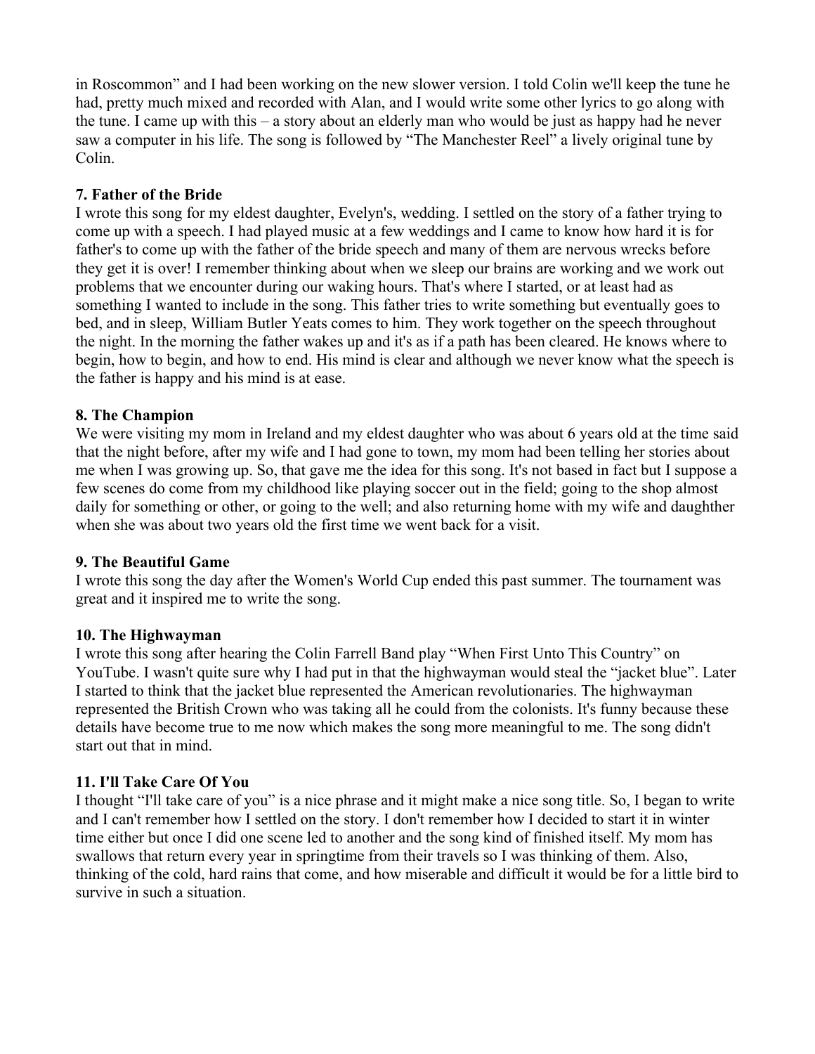in Roscommon" and I had been working on the new slower version. I told Colin we'll keep the tune he had, pretty much mixed and recorded with Alan, and I would write some other lyrics to go along with the tune. I came up with this – a story about an elderly man who would be just as happy had he never saw a computer in his life. The song is followed by "The Manchester Reel" a lively original tune by Colin.

**7. Father of the Bride**
I wrote this song for my eldest daughter, Evelyn's, wedding. I settled on the story of a father trying to come up with a speech. I had played music at a few weddings and I came to know how hard it is for father's to come up with the father of the bride speech and many of them are nervous wrecks before they get it is over! I remember thinking about when we sleep our brains are working and we work out problems that we encounter during our waking hours. That's where I started, or at least had as something I wanted to include in the song. This father tries to write something but eventually goes to bed, and in sleep, William Butler Yeats comes to him. They work together on the speech throughout the night. In the morning the father wakes up and it's as if a path has been cleared. He knows where to begin, how to begin, and how to end. His mind is clear and although we never know what the speech is the father is happy and his mind is at ease.

**8. The Champion**
We were visiting my mom in Ireland and my eldest daughter who was about 6 years old at the time said that the night before, after my wife and I had gone to town, my mom had been telling her stories about me when I was growing up. So, that gave me the idea for this song. It's not based in fact but I suppose a few scenes do come from my childhood like playing soccer out in the field; going to the shop almost daily for something or other, or going to the well; and also returning home with my wife and daughther when she was about two years old the first time we went back for a visit.

**9. The Beautiful Game**
I wrote this song the day after the Women's World Cup ended this past summer. The tournament was great and it inspired me to write the song.

**10. The Highwayman**
I wrote this song after hearing the Colin Farrell Band play "When First Unto This Country" on YouTube. I wasn't quite sure why I had put in that the highwayman would steal the "jacket blue". Later I started to think that the jacket blue represented the American revolutionaries. The highwayman represented the British Crown who was taking all he could from the colonists. It's funny because these details have become true to me now which makes the song more meaningful to me. The song didn't start out that in mind.

**11. I'll Take Care Of You**
I thought "I'll take care of you" is a nice phrase and it might make a nice song title. So, I began to write and I can't remember how I settled on the story. I don't remember how I decided to start it in winter time either but once I did one scene led to another and the song kind of finished itself. My mom has swallows that return every year in springtime from their travels so I was thinking of them. Also, thinking of the cold, hard rains that come, and how miserable and difficult it would be for a little bird to survive in such a situation.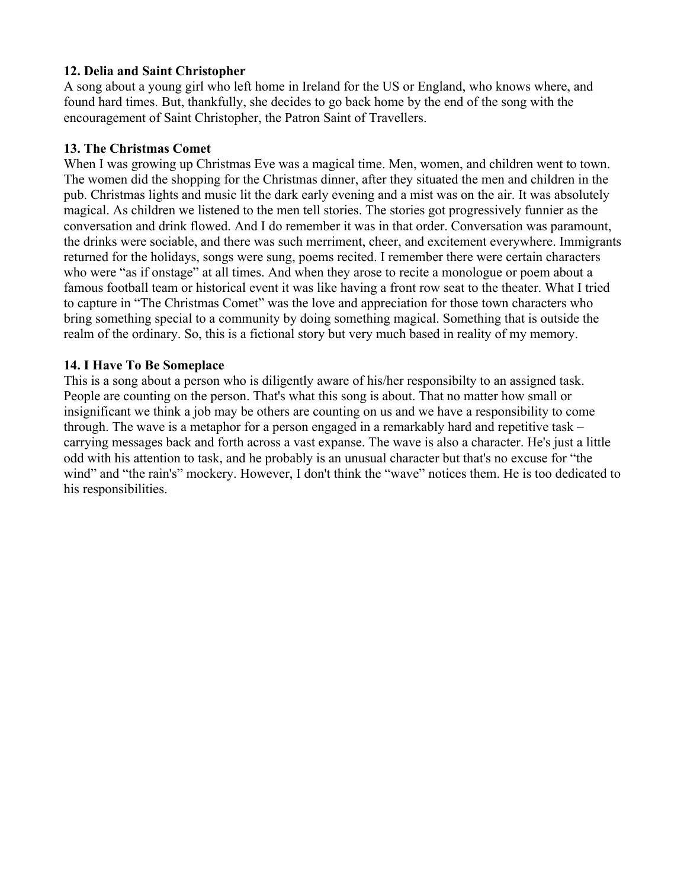**12. Delia and Saint Christopher**

A song about a young girl who left home in Ireland for the US or England, who knows where, and found hard times. But, thankfully, she decides to go back home by the end of the song with the encouragement of Saint Christopher, the Patron Saint of Travellers.

**13. The Christmas Comet**

When I was growing up Christmas Eve was a magical time. Men, women, and children went to town. The women did the shopping for the Christmas dinner, after they situated the men and children in the pub. Christmas lights and music lit the dark early evening and a mist was on the air. It was absolutely magical. As children we listened to the men tell stories. The stories got progressively funnier as the conversation and drink flowed. And I do remember it was in that order. Conversation was paramount, the drinks were sociable, and there was such merriment, cheer, and excitement everywhere. Immigrants returned for the holidays, songs were sung, poems recited. I remember there were certain characters who were "as if onstage" at all times. And when they arose to recite a monologue or poem about a famous football team or historical event it was like having a front row seat to the theater. What I tried to capture in "The Christmas Comet" was the love and appreciation for those town characters who bring something special to a community by doing something magical. Something that is outside the realm of the ordinary. So, this is a fictional story but very much based in reality of my memory.

**14. I Have To Be Someplace**

This is a song about a person who is diligently aware of his/her responsibilty to an assigned task. People are counting on the person. That's what this song is about. That no matter how small or insignificant we think a job may be others are counting on us and we have a responsibility to come through. The wave is a metaphor for a person engaged in a remarkably hard and repetitive task – carrying messages back and forth across a vast expanse. The wave is also a character. He's just a little odd with his attention to task, and he probably is an unusual character but that's no excuse for "the wind" and "the rain's" mockery. However, I don't think the "wave" notices them. He is too dedicated to his responsibilities.